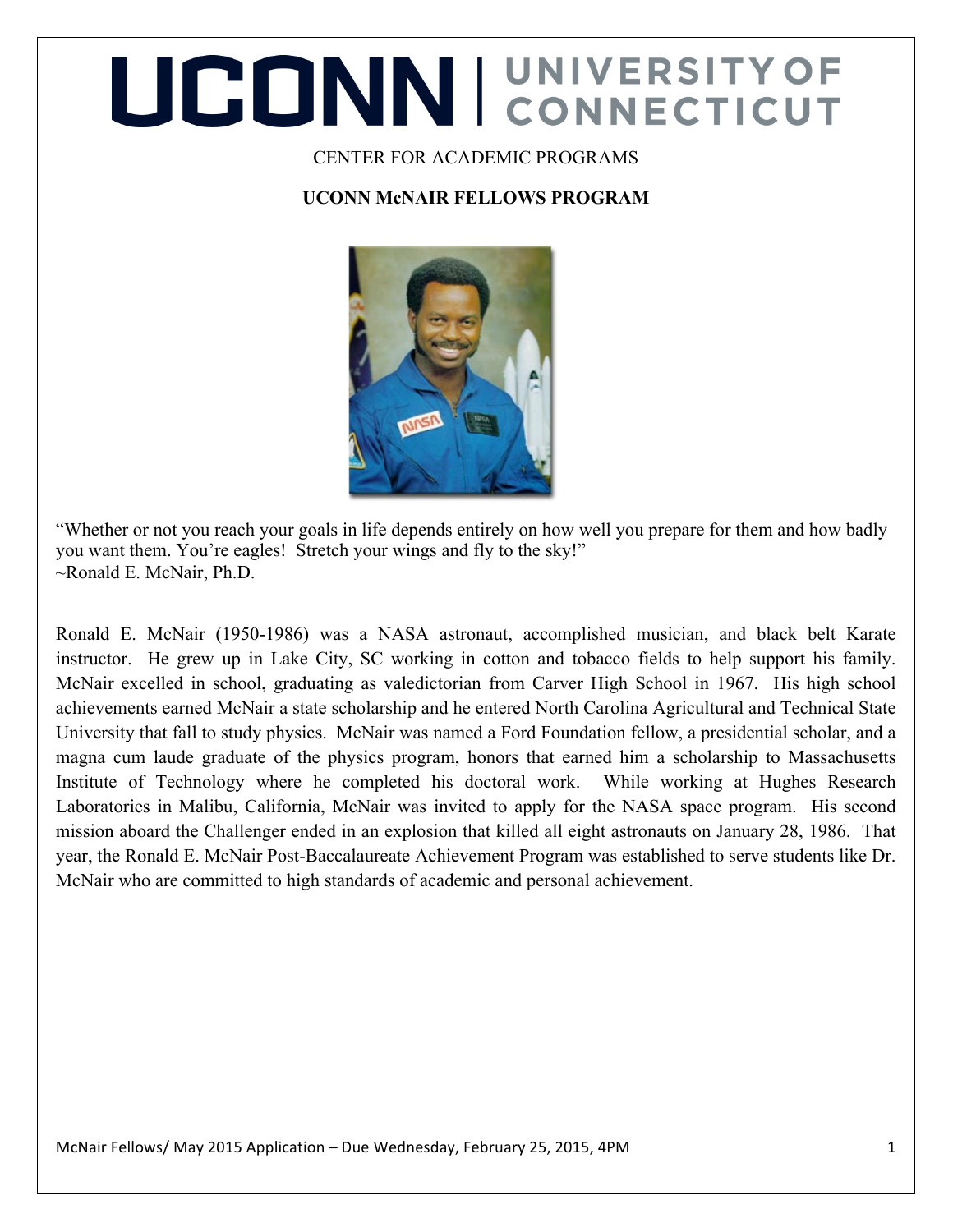# UCONN | UNIVERSITY OF CONNECTICUT

CENTER FOR ACADEMIC PROGRAMS

**UCONN McNAIR FELLOWS PROGRAM**

"Whether or not you reach your goals in life depends entirely on how well you prepare for them and how badly you want them. You're eagles! Stretch your wings and fly to the sky!"
~Ronald E. McNair, Ph.D.

Ronald E. McNair (1950-1986) was a NASA astronaut, accomplished musician, and black belt Karate instructor. He grew up in Lake City, SC working in cotton and tobacco fields to help support his family. McNair excelled in school, graduating as valedictorian from Carver High School in 1967. His high school achievements earned McNair a state scholarship and he entered North Carolina Agricultural and Technical State University that fall to study physics. McNair was named a Ford Foundation fellow, a presidential scholar, and a magna cum laude graduate of the physics program, honors that earned him a scholarship to Massachusetts Institute of Technology where he completed his doctoral work. While working at Hughes Research Laboratories in Malibu, California, McNair was invited to apply for the NASA space program. His second mission aboard the Challenger ended in an explosion that killed all eight astronauts on January 28, 1986. That year, the Ronald E. McNair Post-Baccalaureate Achievement Program was established to serve students like Dr. McNair who are committed to high standards of academic and personal achievement.

McNair Fellows/ May 2015 Application – Due Wednesday, February 25, 2015, 4PM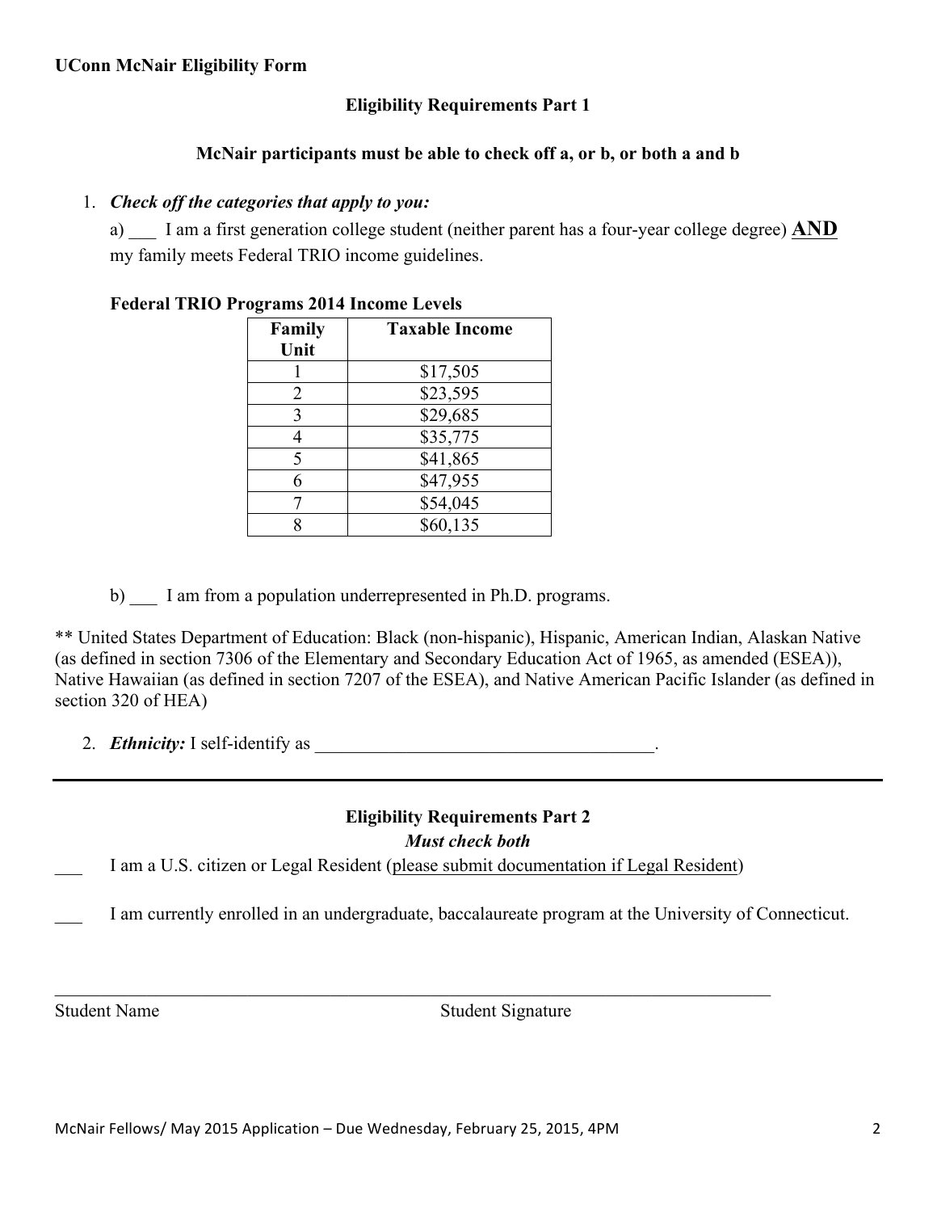**UConn McNair Eligibility Form**

## Eligibility Requirements Part 1

**McNair participants must be able to check off a, or b, or both a and b**

1. ***Check off the categories that apply to you:***

   a) ___ I am a first generation college student (neither parent has a four-year college degree) **AND** my family meets Federal TRIO income guidelines.

**Federal TRIO Programs 2014 Income Levels**

| Family Unit | Taxable Income |
|---|---|
| 1 | $17,505 |
| 2 | $23,595 |
| 3 | $29,685 |
| 4 | $35,775 |
| 5 | $41,865 |
| 6 | $47,955 |
| 7 | $54,045 |
| 8 | $60,135 |

   b) ___ I am from a population underrepresented in Ph.D. programs.

** United States Department of Education: Black (non-hispanic), Hispanic, American Indian, Alaskan Native (as defined in section 7306 of the Elementary and Secondary Education Act of 1965, as amended (ESEA)), Native Hawaiian (as defined in section 7207 of the ESEA), and Native American Pacific Islander (as defined in section 320 of HEA)

2. ***Ethnicity:*** I self-identify as ______________________________________.

---

## Eligibility Requirements Part 2

***Must check both***

___ I am a U.S. citizen or Legal Resident (please submit documentation if Legal Resident)

___ I am currently enrolled in an undergraduate, baccalaureate program at the University of Connecticut.

_____________________________________________________________________________

Student Name                                        Student Signature

McNair Fellows/ May 2015 Application – Due Wednesday, February 25, 2015, 4PM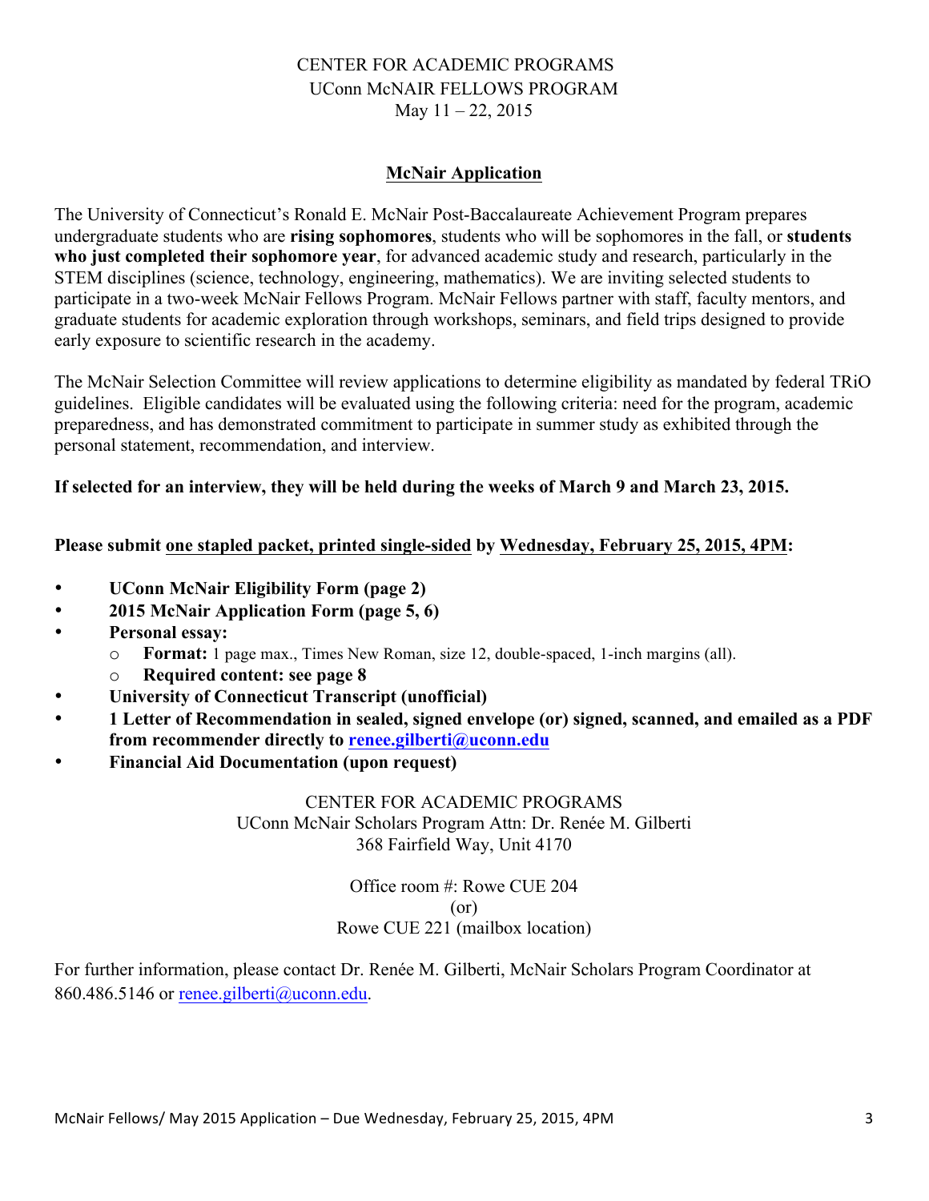CENTER FOR ACADEMIC PROGRAMS
UConn McNAIR FELLOWS PROGRAM
May 11 – 22, 2015

## McNair Application

The University of Connecticut's Ronald E. McNair Post-Baccalaureate Achievement Program prepares undergraduate students who are **rising sophomores**, students who will be sophomores in the fall, or **students who just completed their sophomore year**, for advanced academic study and research, particularly in the STEM disciplines (science, technology, engineering, mathematics). We are inviting selected students to participate in a two-week McNair Fellows Program. McNair Fellows partner with staff, faculty mentors, and graduate students for academic exploration through workshops, seminars, and field trips designed to provide early exposure to scientific research in the academy.

The McNair Selection Committee will review applications to determine eligibility as mandated by federal TRiO guidelines. Eligible candidates will be evaluated using the following criteria: need for the program, academic preparedness, and has demonstrated commitment to participate in summer study as exhibited through the personal statement, recommendation, and interview.

**If selected for an interview, they will be held during the weeks of March 9 and March 23, 2015.**

**Please submit one stapled packet, printed single-sided by Wednesday, February 25, 2015, 4PM:**

- **UConn McNair Eligibility Form (page 2)**
- **2015 McNair Application Form (page 5, 6)**
- **Personal essay:**
  - **Format:** 1 page max., Times New Roman, size 12, double-spaced, 1-inch margins (all).
  - **Required content: see page 8**
- **University of Connecticut Transcript (unofficial)**
- **1 Letter of Recommendation in sealed, signed envelope (or) signed, scanned, and emailed as a PDF from recommender directly to renee.gilberti@uconn.edu**
- **Financial Aid Documentation (upon request)**

CENTER FOR ACADEMIC PROGRAMS
UConn McNair Scholars Program Attn: Dr. Renée M. Gilberti
368 Fairfield Way, Unit 4170

Office room #: Rowe CUE 204
(or)
Rowe CUE 221 (mailbox location)

For further information, please contact Dr. Renée M. Gilberti, McNair Scholars Program Coordinator at 860.486.5146 or renee.gilberti@uconn.edu.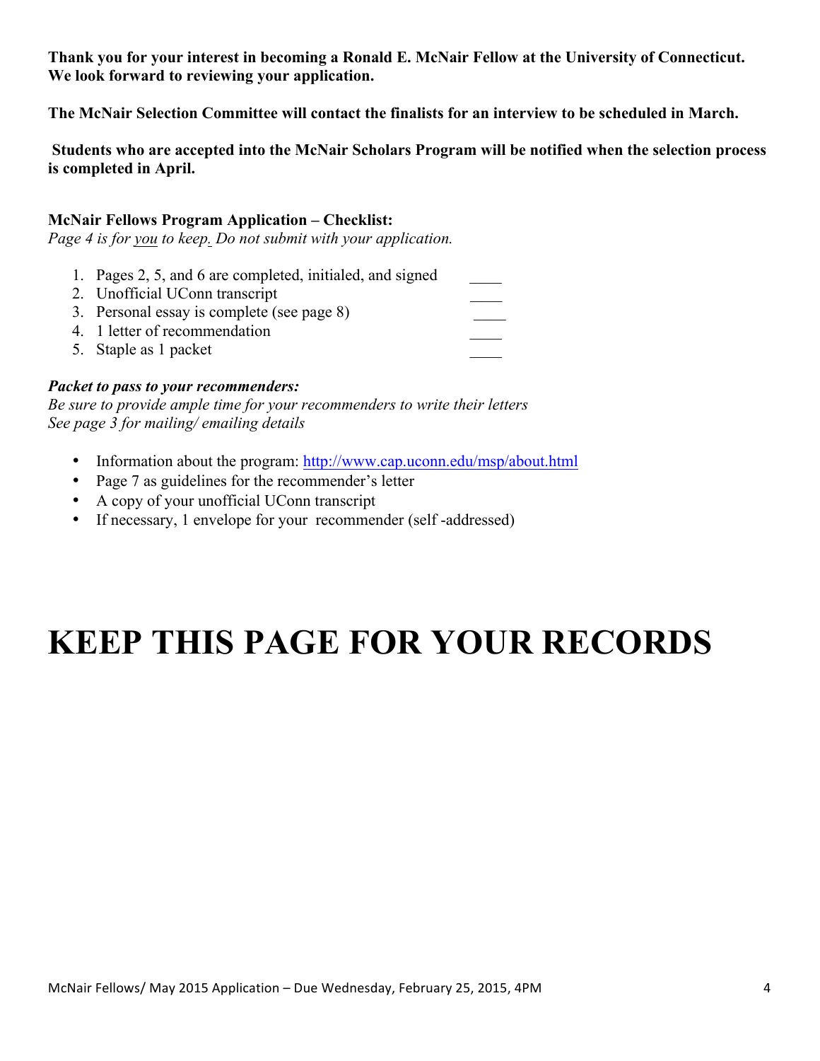**Thank you for your interest in becoming a Ronald E. McNair Fellow at the University of Connecticut. We look forward to reviewing your application.**

**The McNair Selection Committee will contact the finalists for an interview to be scheduled in March.**

**Students who are accepted into the McNair Scholars Program will be notified when the selection process is completed in April.**

**McNair Fellows Program Application – Checklist:**
*Page 4 is for you to keep. Do not submit with your application.*

1. Pages 2, 5, and 6 are completed, initialed, and signed ____
2. Unofficial UConn transcript ____
3. Personal essay is complete (see page 8) ____
4. 1 letter of recommendation ____
5. Staple as 1 packet ____

***Packet to pass to your recommenders:***
*Be sure to provide ample time for your recommenders to write their letters*
*See page 3 for mailing/ emailing details*

- Information about the program: http://www.cap.uconn.edu/msp/about.html
- Page 7 as guidelines for the recommender's letter
- A copy of your unofficial UConn transcript
- If necessary, 1 envelope for your recommender (self -addressed)

# KEEP THIS PAGE FOR YOUR RECORDS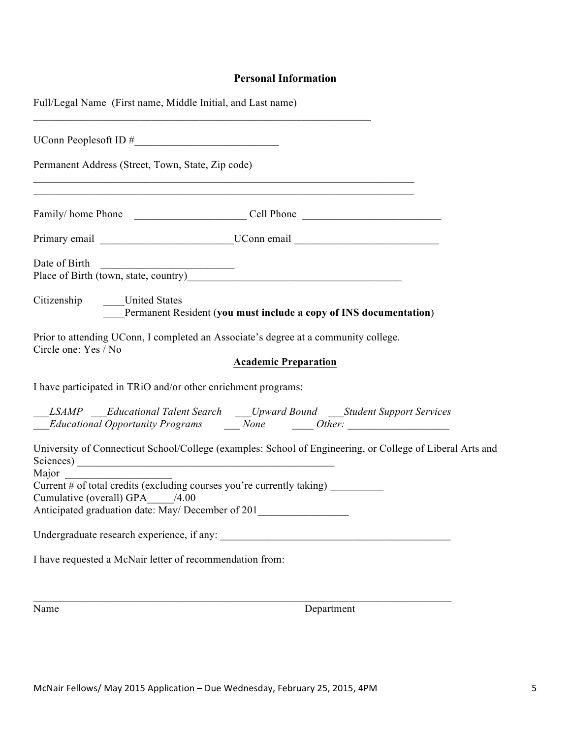## Personal Information

Full/Legal Name (First name, Middle Initial, and Last name)

_________________________________________________________________

UConn Peoplesoft ID #___________________________

Permanent Address (Street, Town, State, Zip code)

_________________________________________________________________________

_________________________________________________________________________

Family/ home Phone _____________________ Cell Phone __________________________

Primary email _________________________UConn email ___________________________

Date of Birth _________________________

Place of Birth (town, state, country)________________________________________

Citizenship ____United States

____Permanent Resident (**you must include a copy of INS documentation**)

Prior to attending UConn, I completed an Associate's degree at a community college.
Circle one: Yes / No

## Academic Preparation

I have participated in TRiO and/or other enrichment programs:

___*LSAMP* ___*Educational Talent Search* ___*Upward Bound* ___*Student Support Services*
___*Educational Opportunity Programs* ___ *None* ____ *Other:* ___________________

University of Connecticut School/College (examples: School of Engineering, or College of Liberal Arts and Sciences) __________________________________________________

Major ____________________

Current # of total credits (excluding courses you're currently taking) __________

Cumulative (overall) GPA_____/4.00

Anticipated graduation date: May/ December of 201________________

Undergraduate research experience, if any: ___________________________________________

I have requested a McNair letter of recommendation from:

_____________________________________________________________________________________

Name Department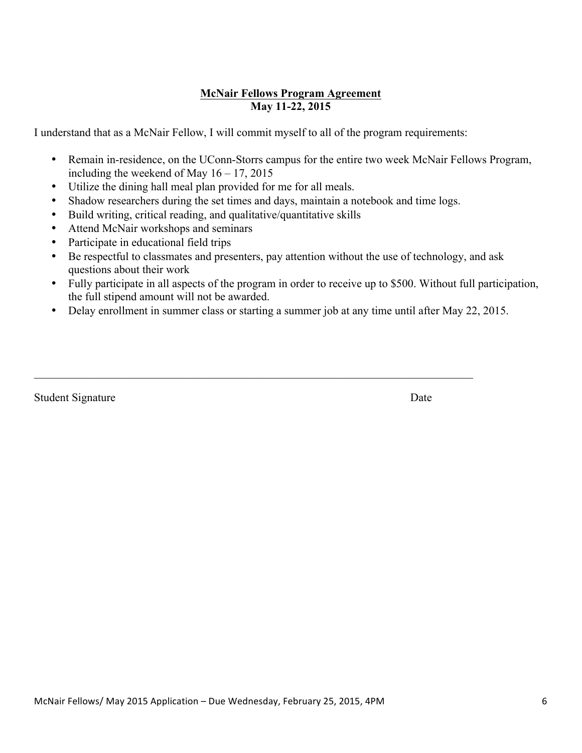**McNair Fellows Program Agreement**
**May 11-22, 2015**

I understand that as a McNair Fellow, I will commit myself to all of the program requirements:

- Remain in-residence, on the UConn-Storrs campus for the entire two week McNair Fellows Program, including the weekend of May 16 – 17, 2015
- Utilize the dining hall meal plan provided for me for all meals.
- Shadow researchers during the set times and days, maintain a notebook and time logs.
- Build writing, critical reading, and qualitative/quantitative skills
- Attend McNair workshops and seminars
- Participate in educational field trips
- Be respectful to classmates and presenters, pay attention without the use of technology, and ask questions about their work
- Fully participate in all aspects of the program in order to receive up to $500. Without full participation, the full stipend amount will not be awarded.
- Delay enrollment in summer class or starting a summer job at any time until after May 22, 2015.

_______________________________________________________________________________

Student Signature Date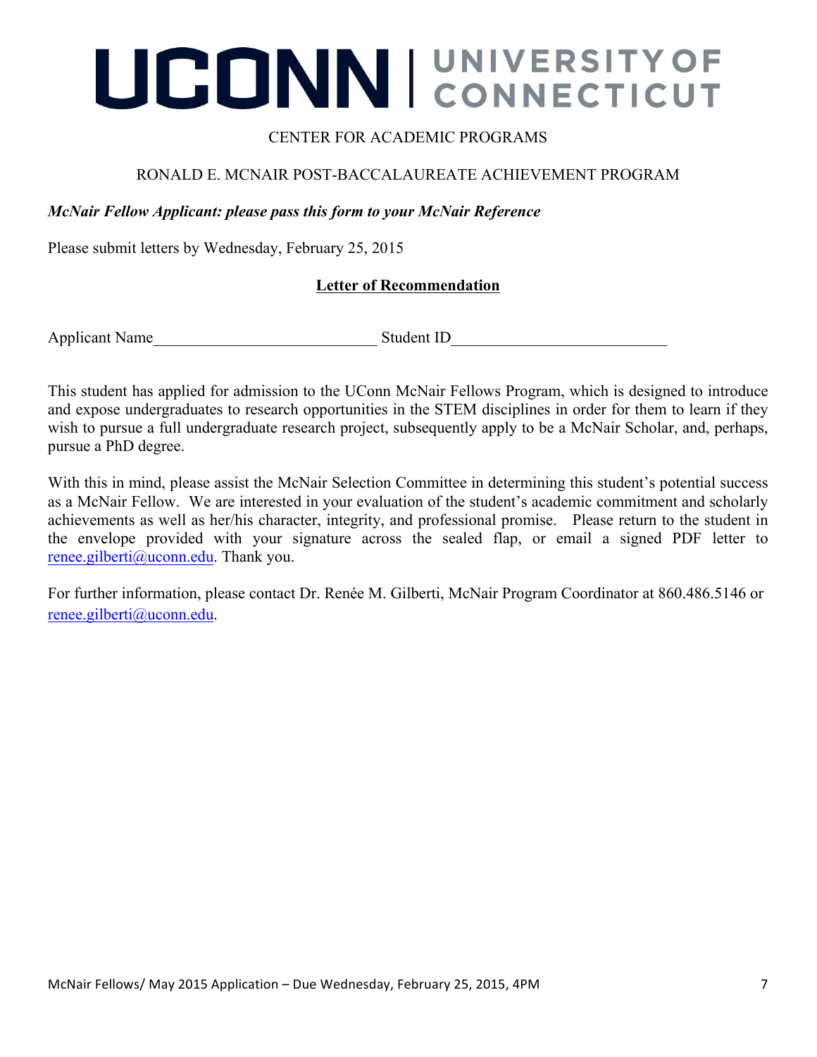# UCONN | UNIVERSITY OF CONNECTICUT

CENTER FOR ACADEMIC PROGRAMS

RONALD E. MCNAIR POST-BACCALAUREATE ACHIEVEMENT PROGRAM

***McNair Fellow Applicant: please pass this form to your McNair Reference***

Please submit letters by Wednesday, February 25, 2015

## **Letter of Recommendation**

Applicant Name____________________________ Student ID___________________________

This student has applied for admission to the UConn McNair Fellows Program, which is designed to introduce and expose undergraduates to research opportunities in the STEM disciplines in order for them to learn if they wish to pursue a full undergraduate research project, subsequently apply to be a McNair Scholar, and, perhaps, pursue a PhD degree.

With this in mind, please assist the McNair Selection Committee in determining this student's potential success as a McNair Fellow. We are interested in your evaluation of the student's academic commitment and scholarly achievements as well as her/his character, integrity, and professional promise. Please return to the student in the envelope provided with your signature across the sealed flap, or email a signed PDF letter to renee.gilberti@uconn.edu. Thank you.

For further information, please contact Dr. Renée M. Gilberti, McNair Program Coordinator at 860.486.5146 or renee.gilberti@uconn.edu.

McNair Fellows/ May 2015 Application – Due Wednesday, February 25, 2015, 4PM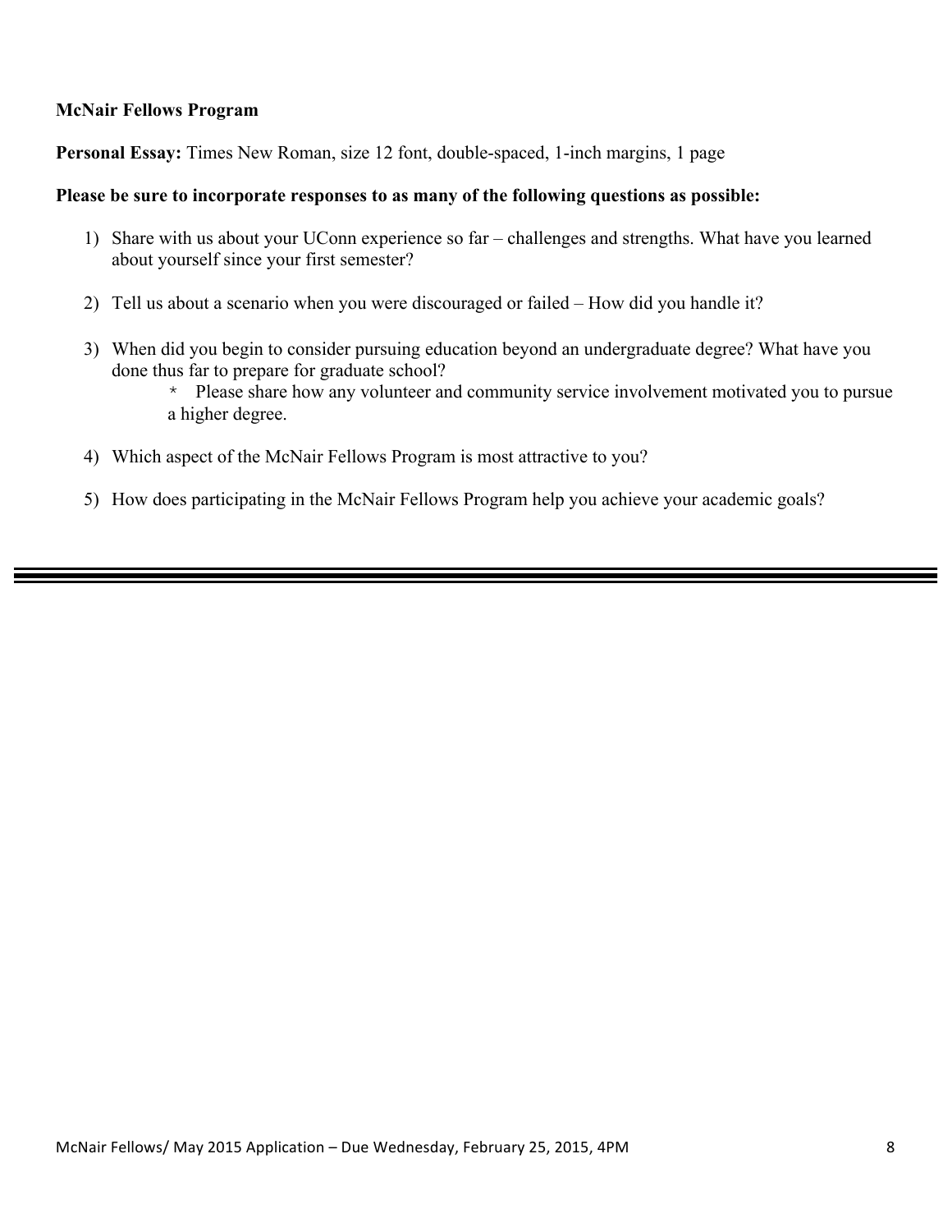**McNair Fellows Program**

**Personal Essay:** Times New Roman, size 12 font, double-spaced, 1-inch margins, 1 page

**Please be sure to incorporate responses to as many of the following questions as possible:**

1) Share with us about your UConn experience so far – challenges and strengths. What have you learned about yourself since your first semester?

2) Tell us about a scenario when you were discouraged or failed – How did you handle it?

3) When did you begin to consider pursuing education beyond an undergraduate degree? What have you done thus far to prepare for graduate school?

   * Please share how any volunteer and community service involvement motivated you to pursue a higher degree.

4) Which aspect of the McNair Fellows Program is most attractive to you?

5) How does participating in the McNair Fellows Program help you achieve your academic goals?

---